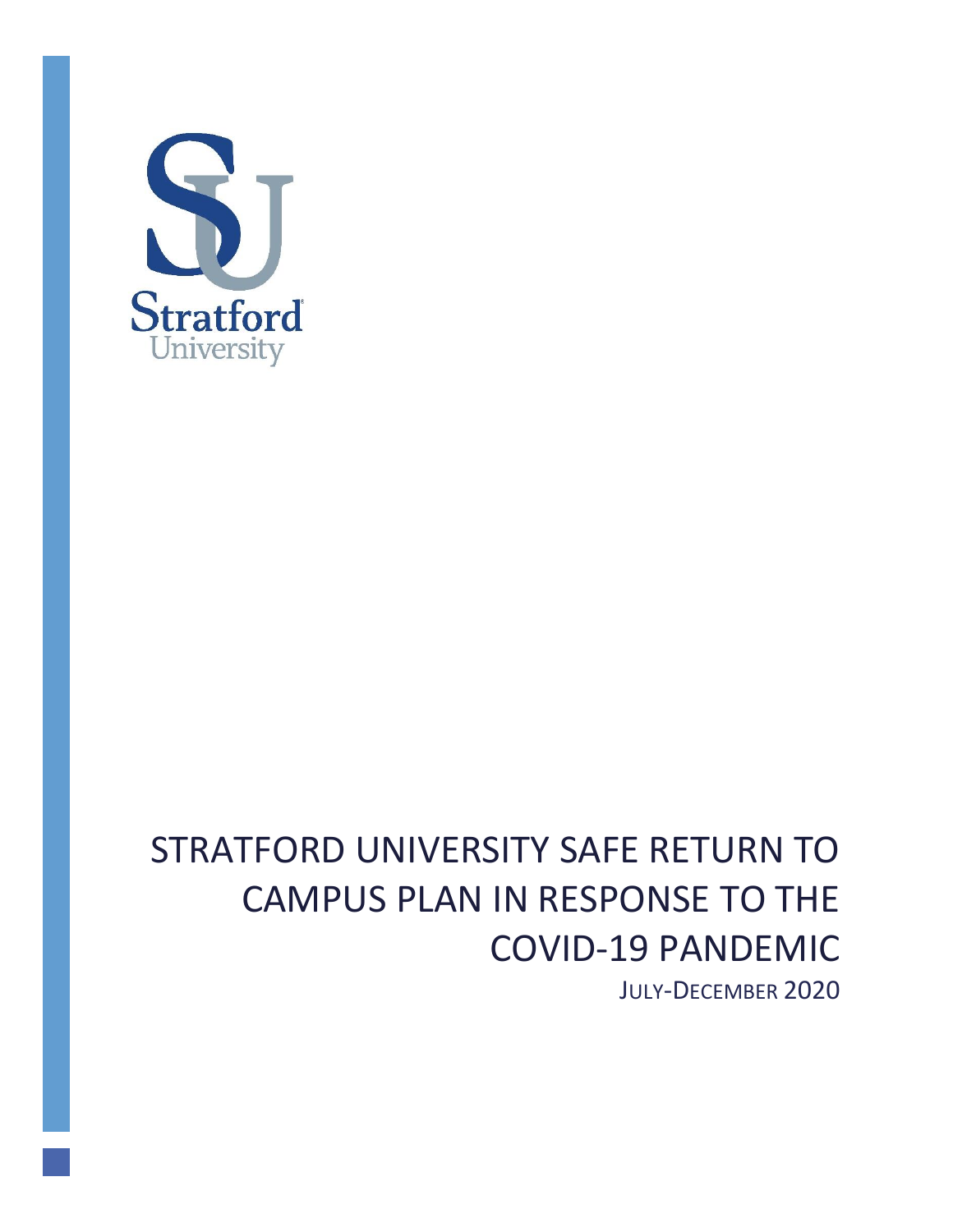Stratford University

# STRATFORD UNIVERSITY SAFE RETURN TO CAMPUS PLAN IN RESPONSE TO THE COVID-19 PANDEMIC

JULY-DECEMBER 2020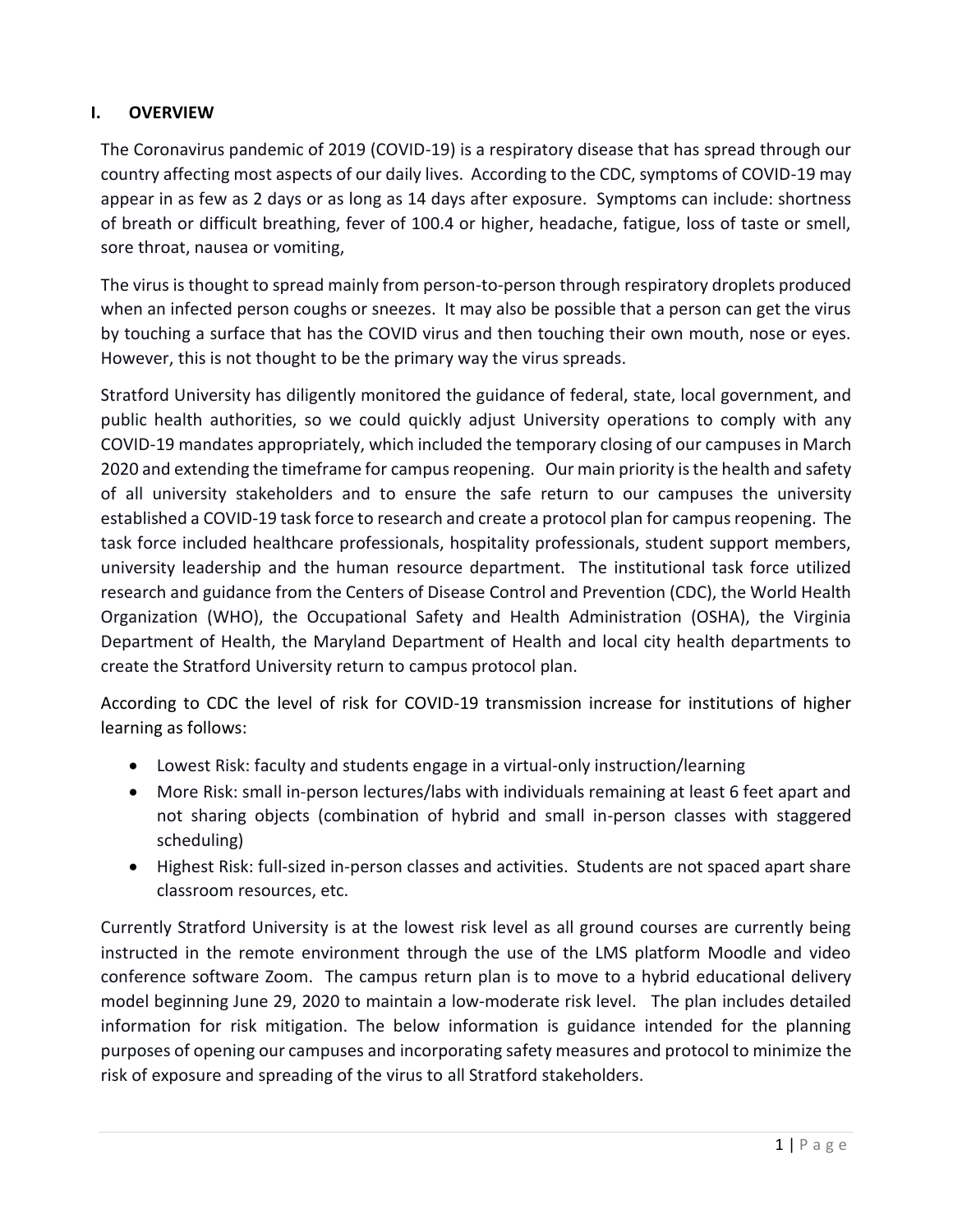## I. OVERVIEW

The Coronavirus pandemic of 2019 (COVID-19) is a respiratory disease that has spread through our country affecting most aspects of our daily lives. According to the CDC, symptoms of COVID-19 may appear in as few as 2 days or as long as 14 days after exposure. Symptoms can include: shortness of breath or difficult breathing, fever of 100.4 or higher, headache, fatigue, loss of taste or smell, sore throat, nausea or vomiting,

The virus is thought to spread mainly from person-to-person through respiratory droplets produced when an infected person coughs or sneezes. It may also be possible that a person can get the virus by touching a surface that has the COVID virus and then touching their own mouth, nose or eyes. However, this is not thought to be the primary way the virus spreads.

Stratford University has diligently monitored the guidance of federal, state, local government, and public health authorities, so we could quickly adjust University operations to comply with any COVID-19 mandates appropriately, which included the temporary closing of our campuses in March 2020 and extending the timeframe for campus reopening. Our main priority is the health and safety of all university stakeholders and to ensure the safe return to our campuses the university established a COVID-19 task force to research and create a protocol plan for campus reopening. The task force included healthcare professionals, hospitality professionals, student support members, university leadership and the human resource department. The institutional task force utilized research and guidance from the Centers of Disease Control and Prevention (CDC), the World Health Organization (WHO), the Occupational Safety and Health Administration (OSHA), the Virginia Department of Health, the Maryland Department of Health and local city health departments to create the Stratford University return to campus protocol plan.

According to CDC the level of risk for COVID-19 transmission increase for institutions of higher learning as follows:

- Lowest Risk: faculty and students engage in a virtual-only instruction/learning
- More Risk: small in-person lectures/labs with individuals remaining at least 6 feet apart and not sharing objects (combination of hybrid and small in-person classes with staggered scheduling)
- Highest Risk: full-sized in-person classes and activities. Students are not spaced apart share classroom resources, etc.

Currently Stratford University is at the lowest risk level as all ground courses are currently being instructed in the remote environment through the use of the LMS platform Moodle and video conference software Zoom. The campus return plan is to move to a hybrid educational delivery model beginning June 29, 2020 to maintain a low-moderate risk level. The plan includes detailed information for risk mitigation. The below information is guidance intended for the planning purposes of opening our campuses and incorporating safety measures and protocol to minimize the risk of exposure and spreading of the virus to all Stratford stakeholders.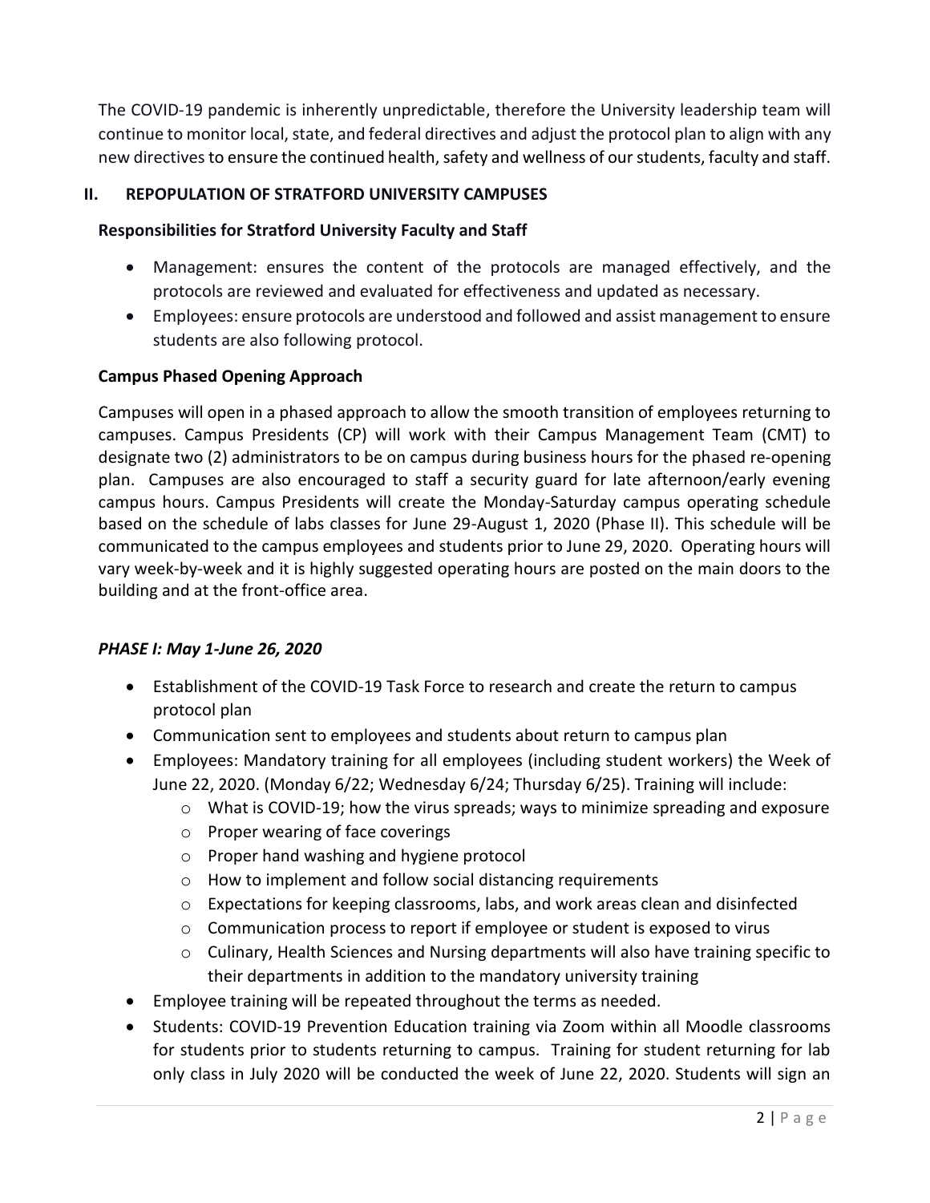The COVID-19 pandemic is inherently unpredictable, therefore the University leadership team will continue to monitor local, state, and federal directives and adjust the protocol plan to align with any new directives to ensure the continued health, safety and wellness of our students, faculty and staff.

## II. REPOPULATION OF STRATFORD UNIVERSITY CAMPUSES

### Responsibilities for Stratford University Faculty and Staff

- Management: ensures the content of the protocols are managed effectively, and the protocols are reviewed and evaluated for effectiveness and updated as necessary.
- Employees: ensure protocols are understood and followed and assist management to ensure students are also following protocol.

### Campus Phased Opening Approach

Campuses will open in a phased approach to allow the smooth transition of employees returning to campuses. Campus Presidents (CP) will work with their Campus Management Team (CMT) to designate two (2) administrators to be on campus during business hours for the phased re-opening plan. Campuses are also encouraged to staff a security guard for late afternoon/early evening campus hours. Campus Presidents will create the Monday-Saturday campus operating schedule based on the schedule of labs classes for June 29-August 1, 2020 (Phase II). This schedule will be communicated to the campus employees and students prior to June 29, 2020. Operating hours will vary week-by-week and it is highly suggested operating hours are posted on the main doors to the building and at the front-office area.

### *PHASE I: May 1-June 26, 2020*

- Establishment of the COVID-19 Task Force to research and create the return to campus protocol plan
- Communication sent to employees and students about return to campus plan
- Employees: Mandatory training for all employees (including student workers) the Week of June 22, 2020. (Monday 6/22; Wednesday 6/24; Thursday 6/25). Training will include:
  - What is COVID-19; how the virus spreads; ways to minimize spreading and exposure
  - Proper wearing of face coverings
  - Proper hand washing and hygiene protocol
  - How to implement and follow social distancing requirements
  - Expectations for keeping classrooms, labs, and work areas clean and disinfected
  - Communication process to report if employee or student is exposed to virus
  - Culinary, Health Sciences and Nursing departments will also have training specific to their departments in addition to the mandatory university training
- Employee training will be repeated throughout the terms as needed.
- Students: COVID-19 Prevention Education training via Zoom within all Moodle classrooms for students prior to students returning to campus. Training for student returning for lab only class in July 2020 will be conducted the week of June 22, 2020. Students will sign an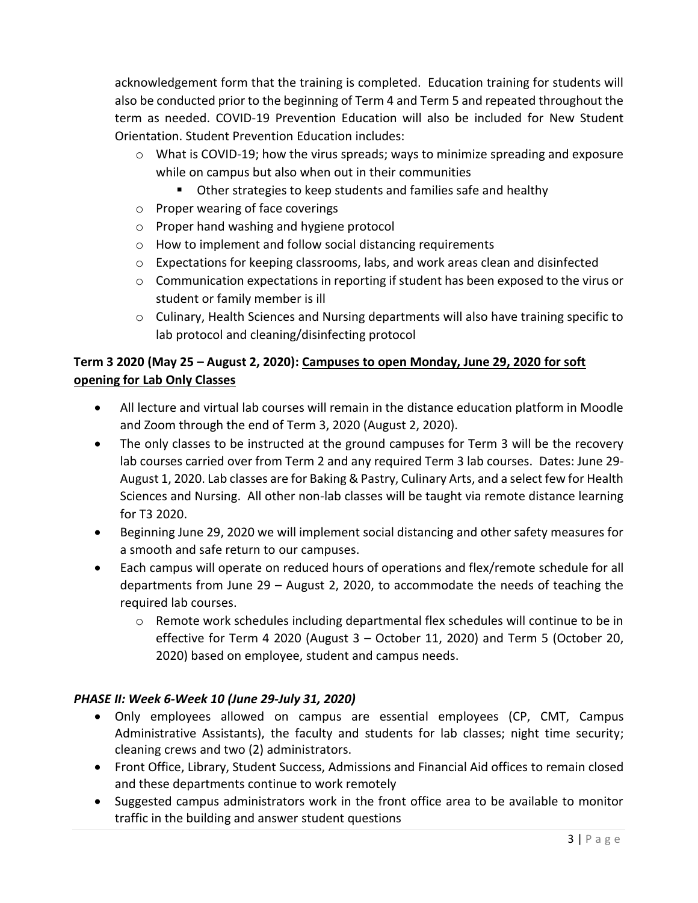acknowledgement form that the training is completed. Education training for students will also be conducted prior to the beginning of Term 4 and Term 5 and repeated throughout the term as needed. COVID-19 Prevention Education will also be included for New Student Orientation. Student Prevention Education includes:

- What is COVID-19; how the virus spreads; ways to minimize spreading and exposure while on campus but also when out in their communities
  - Other strategies to keep students and families safe and healthy
- Proper wearing of face coverings
- Proper hand washing and hygiene protocol
- How to implement and follow social distancing requirements
- Expectations for keeping classrooms, labs, and work areas clean and disinfected
- Communication expectations in reporting if student has been exposed to the virus or student or family member is ill
- Culinary, Health Sciences and Nursing departments will also have training specific to lab protocol and cleaning/disinfecting protocol

**Term 3 2020 (May 25 – August 2, 2020): <u>Campuses to open Monday, June 29, 2020 for soft opening for Lab Only Classes</u>**

- All lecture and virtual lab courses will remain in the distance education platform in Moodle and Zoom through the end of Term 3, 2020 (August 2, 2020).
- The only classes to be instructed at the ground campuses for Term 3 will be the recovery lab courses carried over from Term 2 and any required Term 3 lab courses. Dates: June 29-August 1, 2020. Lab classes are for Baking & Pastry, Culinary Arts, and a select few for Health Sciences and Nursing. All other non-lab classes will be taught via remote distance learning for T3 2020.
- Beginning June 29, 2020 we will implement social distancing and other safety measures for a smooth and safe return to our campuses.
- Each campus will operate on reduced hours of operations and flex/remote schedule for all departments from June 29 – August 2, 2020, to accommodate the needs of teaching the required lab courses.
  - Remote work schedules including departmental flex schedules will continue to be in effective for Term 4 2020 (August 3 – October 11, 2020) and Term 5 (October 20, 2020) based on employee, student and campus needs.

***PHASE II: Week 6-Week 10 (June 29-July 31, 2020)***

- Only employees allowed on campus are essential employees (CP, CMT, Campus Administrative Assistants), the faculty and students for lab classes; night time security; cleaning crews and two (2) administrators.
- Front Office, Library, Student Success, Admissions and Financial Aid offices to remain closed and these departments continue to work remotely
- Suggested campus administrators work in the front office area to be available to monitor traffic in the building and answer student questions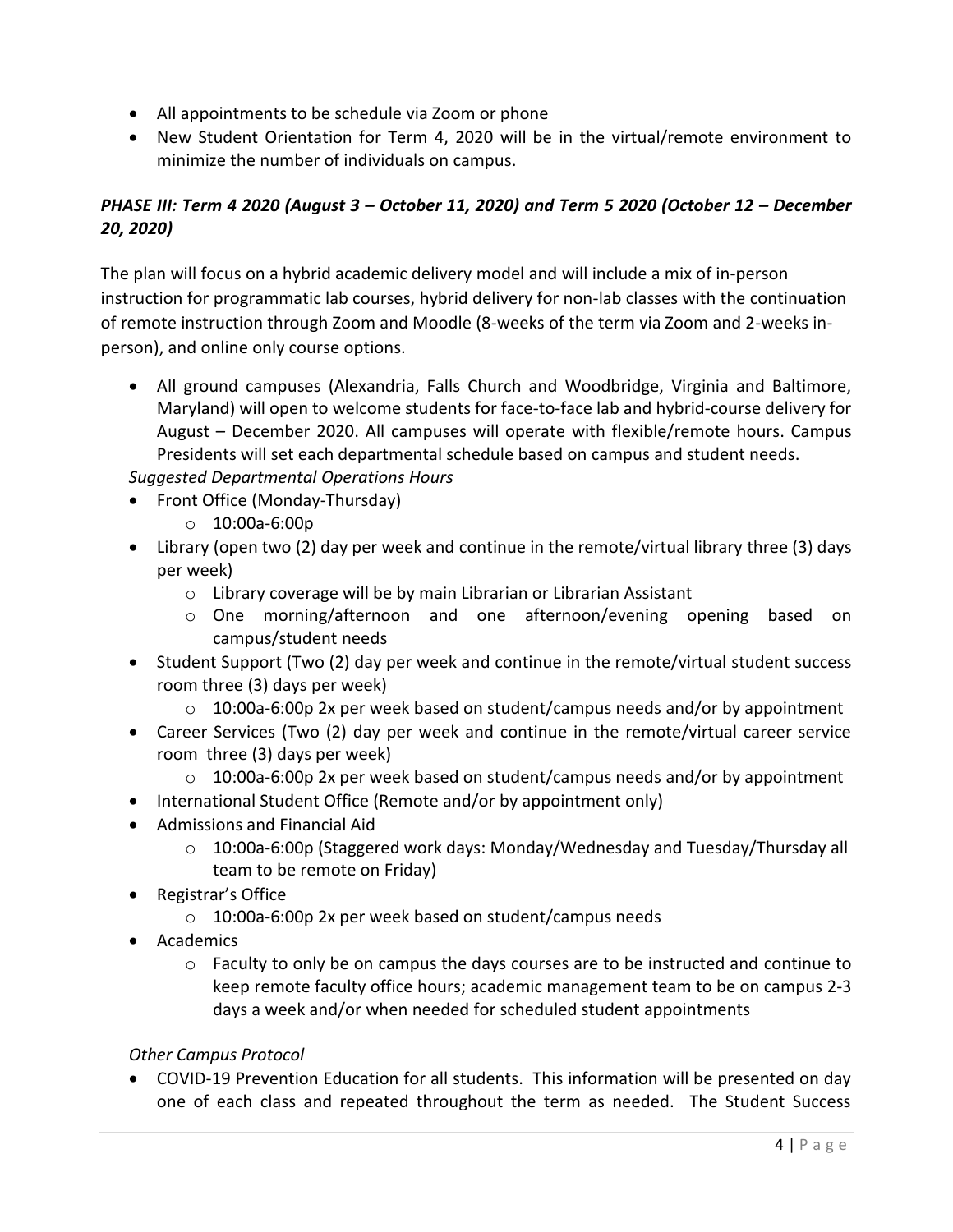- All appointments to be schedule via Zoom or phone
- New Student Orientation for Term 4, 2020 will be in the virtual/remote environment to minimize the number of individuals on campus.

***PHASE III: Term 4 2020 (August 3 – October 11, 2020) and Term 5 2020 (October 12 – December 20, 2020)***

The plan will focus on a hybrid academic delivery model and will include a mix of in-person instruction for programmatic lab courses, hybrid delivery for non-lab classes with the continuation of remote instruction through Zoom and Moodle (8-weeks of the term via Zoom and 2-weeks in-person), and online only course options.

- All ground campuses (Alexandria, Falls Church and Woodbridge, Virginia and Baltimore, Maryland) will open to welcome students for face-to-face lab and hybrid-course delivery for August – December 2020. All campuses will operate with flexible/remote hours. Campus Presidents will set each departmental schedule based on campus and student needs.

*Suggested Departmental Operations Hours*

- Front Office (Monday-Thursday)
    - 10:00a-6:00p
- Library (open two (2) day per week and continue in the remote/virtual library three (3) days per week)
    - Library coverage will be by main Librarian or Librarian Assistant
    - One morning/afternoon and one afternoon/evening opening based on campus/student needs
- Student Support (Two (2) day per week and continue in the remote/virtual student success room three (3) days per week)
    - 10:00a-6:00p 2x per week based on student/campus needs and/or by appointment
- Career Services (Two (2) day per week and continue in the remote/virtual career service room three (3) days per week)
    - 10:00a-6:00p 2x per week based on student/campus needs and/or by appointment
- International Student Office (Remote and/or by appointment only)
- Admissions and Financial Aid
    - 10:00a-6:00p (Staggered work days: Monday/Wednesday and Tuesday/Thursday all team to be remote on Friday)
- Registrar's Office
    - 10:00a-6:00p 2x per week based on student/campus needs
- Academics
    - Faculty to only be on campus the days courses are to be instructed and continue to keep remote faculty office hours; academic management team to be on campus 2-3 days a week and/or when needed for scheduled student appointments

*Other Campus Protocol*

- COVID-19 Prevention Education for all students. This information will be presented on day one of each class and repeated throughout the term as needed. The Student Success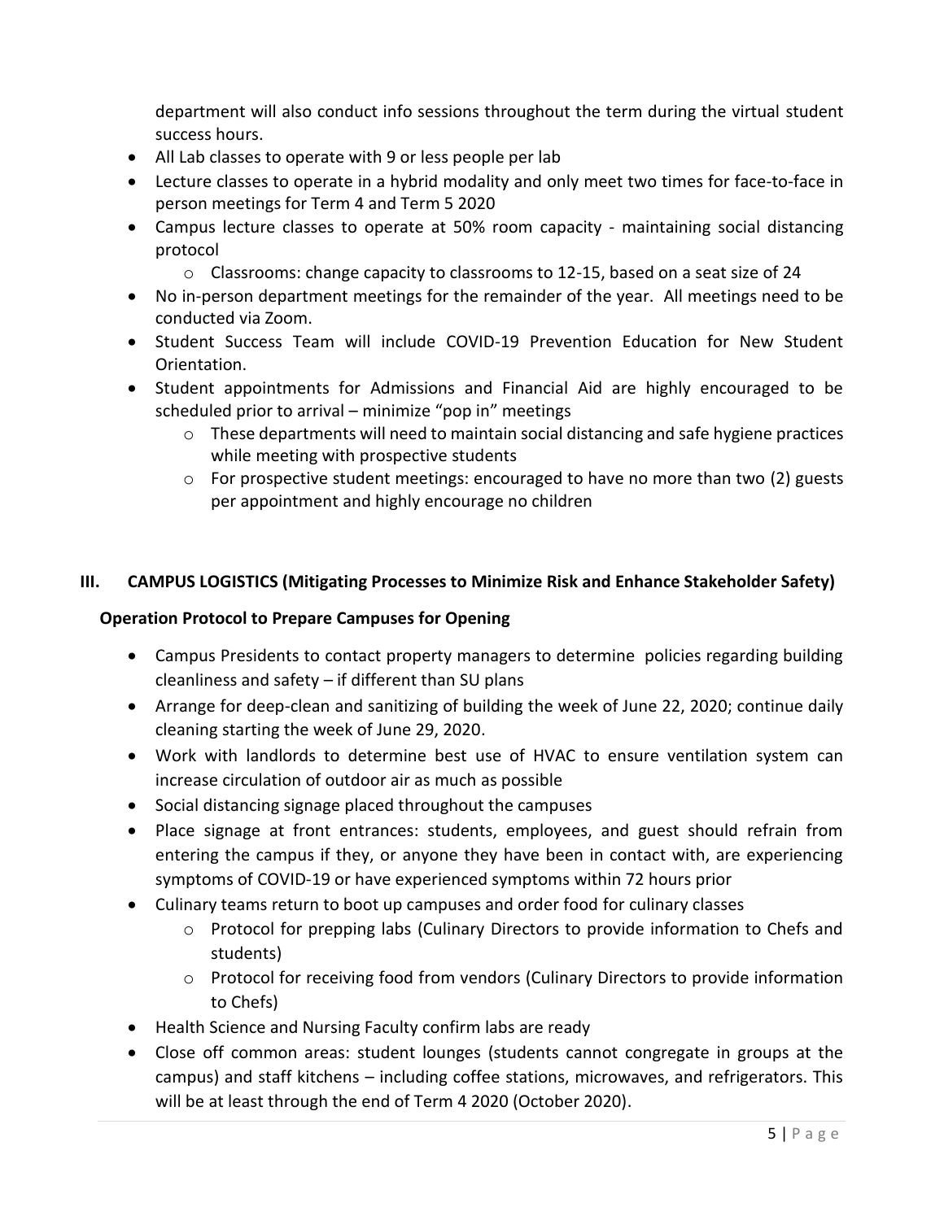department will also conduct info sessions throughout the term during the virtual student success hours.

- All Lab classes to operate with 9 or less people per lab
- Lecture classes to operate in a hybrid modality and only meet two times for face-to-face in person meetings for Term 4 and Term 5 2020
- Campus lecture classes to operate at 50% room capacity - maintaining social distancing protocol
  - Classrooms: change capacity to classrooms to 12-15, based on a seat size of 24
- No in-person department meetings for the remainder of the year. All meetings need to be conducted via Zoom.
- Student Success Team will include COVID-19 Prevention Education for New Student Orientation.
- Student appointments for Admissions and Financial Aid are highly encouraged to be scheduled prior to arrival – minimize "pop in" meetings
  - These departments will need to maintain social distancing and safe hygiene practices while meeting with prospective students
  - For prospective student meetings: encouraged to have no more than two (2) guests per appointment and highly encourage no children

## III. CAMPUS LOGISTICS (Mitigating Processes to Minimize Risk and Enhance Stakeholder Safety)

### Operation Protocol to Prepare Campuses for Opening

- Campus Presidents to contact property managers to determine policies regarding building cleanliness and safety – if different than SU plans
- Arrange for deep-clean and sanitizing of building the week of June 22, 2020; continue daily cleaning starting the week of June 29, 2020.
- Work with landlords to determine best use of HVAC to ensure ventilation system can increase circulation of outdoor air as much as possible
- Social distancing signage placed throughout the campuses
- Place signage at front entrances: students, employees, and guest should refrain from entering the campus if they, or anyone they have been in contact with, are experiencing symptoms of COVID-19 or have experienced symptoms within 72 hours prior
- Culinary teams return to boot up campuses and order food for culinary classes
  - Protocol for prepping labs (Culinary Directors to provide information to Chefs and students)
  - Protocol for receiving food from vendors (Culinary Directors to provide information to Chefs)
- Health Science and Nursing Faculty confirm labs are ready
- Close off common areas: student lounges (students cannot congregate in groups at the campus) and staff kitchens – including coffee stations, microwaves, and refrigerators. This will be at least through the end of Term 4 2020 (October 2020).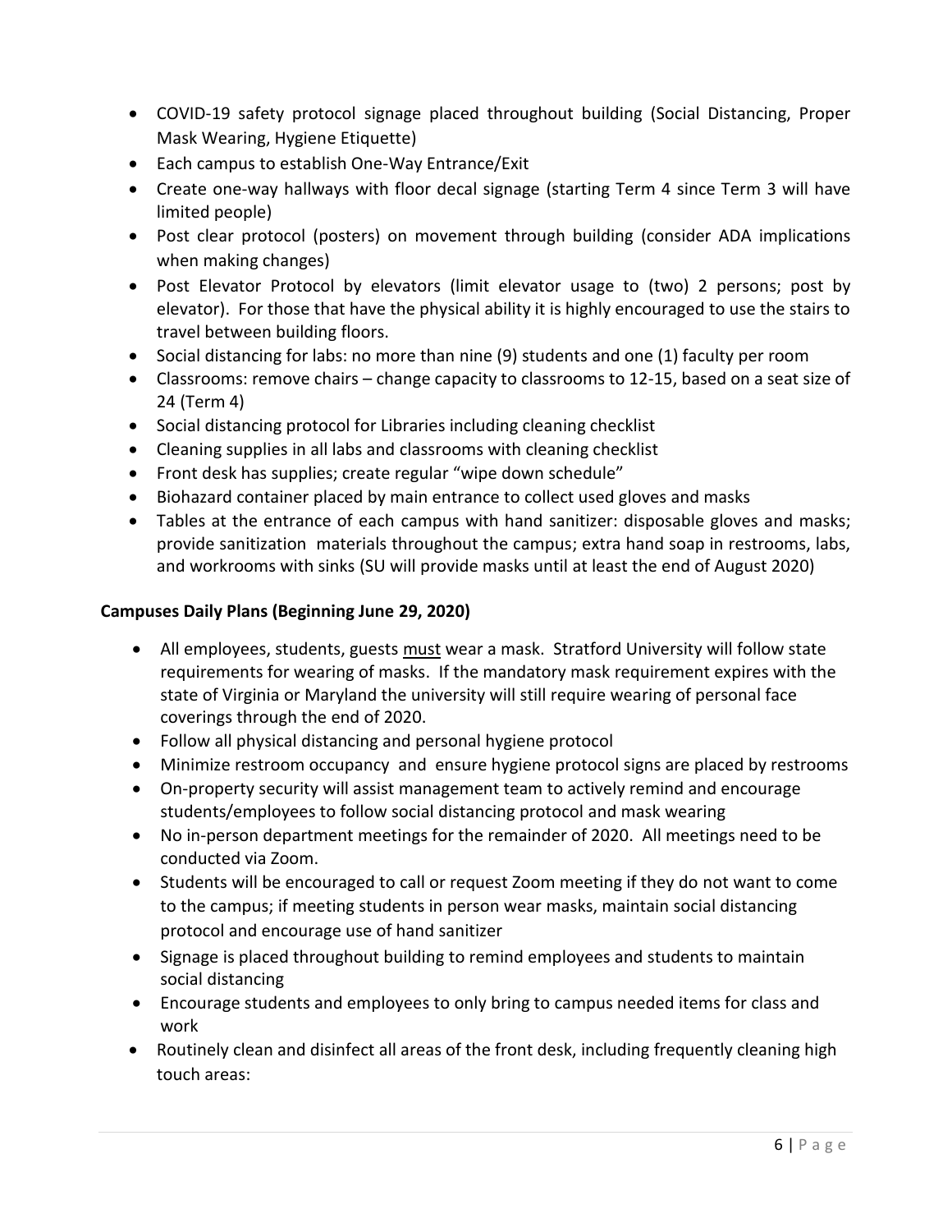- COVID-19 safety protocol signage placed throughout building (Social Distancing, Proper Mask Wearing, Hygiene Etiquette)
- Each campus to establish One-Way Entrance/Exit
- Create one-way hallways with floor decal signage (starting Term 4 since Term 3 will have limited people)
- Post clear protocol (posters) on movement through building (consider ADA implications when making changes)
- Post Elevator Protocol by elevators (limit elevator usage to (two) 2 persons; post by elevator). For those that have the physical ability it is highly encouraged to use the stairs to travel between building floors.
- Social distancing for labs: no more than nine (9) students and one (1) faculty per room
- Classrooms: remove chairs – change capacity to classrooms to 12-15, based on a seat size of 24 (Term 4)
- Social distancing protocol for Libraries including cleaning checklist
- Cleaning supplies in all labs and classrooms with cleaning checklist
- Front desk has supplies; create regular "wipe down schedule"
- Biohazard container placed by main entrance to collect used gloves and masks
- Tables at the entrance of each campus with hand sanitizer: disposable gloves and masks; provide sanitization materials throughout the campus; extra hand soap in restrooms, labs, and workrooms with sinks (SU will provide masks until at least the end of August 2020)

**Campuses Daily Plans (Beginning June 29, 2020)**

- All employees, students, guests <u>must</u> wear a mask. Stratford University will follow state requirements for wearing of masks. If the mandatory mask requirement expires with the state of Virginia or Maryland the university will still require wearing of personal face coverings through the end of 2020.
- Follow all physical distancing and personal hygiene protocol
- Minimize restroom occupancy and ensure hygiene protocol signs are placed by restrooms
- On-property security will assist management team to actively remind and encourage students/employees to follow social distancing protocol and mask wearing
- No in-person department meetings for the remainder of 2020. All meetings need to be conducted via Zoom.
- Students will be encouraged to call or request Zoom meeting if they do not want to come to the campus; if meeting students in person wear masks, maintain social distancing protocol and encourage use of hand sanitizer
- Signage is placed throughout building to remind employees and students to maintain social distancing
- Encourage students and employees to only bring to campus needed items for class and work
- Routinely clean and disinfect all areas of the front desk, including frequently cleaning high touch areas: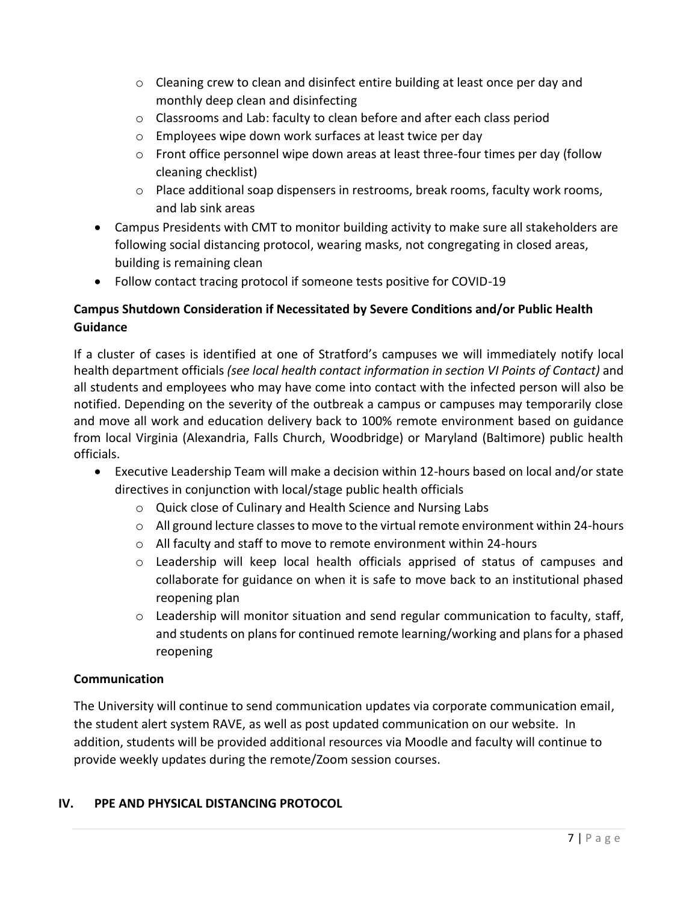- Cleaning crew to clean and disinfect entire building at least once per day and monthly deep clean and disinfecting
    - Classrooms and Lab: faculty to clean before and after each class period
    - Employees wipe down work surfaces at least twice per day
    - Front office personnel wipe down areas at least three-four times per day (follow cleaning checklist)
    - Place additional soap dispensers in restrooms, break rooms, faculty work rooms, and lab sink areas
- Campus Presidents with CMT to monitor building activity to make sure all stakeholders are following social distancing protocol, wearing masks, not congregating in closed areas, building is remaining clean
- Follow contact tracing protocol if someone tests positive for COVID-19

**Campus Shutdown Consideration if Necessitated by Severe Conditions and/or Public Health Guidance**

If a cluster of cases is identified at one of Stratford's campuses we will immediately notify local health department officials *(see local health contact information in section VI Points of Contact)* and all students and employees who may have come into contact with the infected person will also be notified. Depending on the severity of the outbreak a campus or campuses may temporarily close and move all work and education delivery back to 100% remote environment based on guidance from local Virginia (Alexandria, Falls Church, Woodbridge) or Maryland (Baltimore) public health officials.

- Executive Leadership Team will make a decision within 12-hours based on local and/or state directives in conjunction with local/stage public health officials
    - Quick close of Culinary and Health Science and Nursing Labs
    - All ground lecture classes to move to the virtual remote environment within 24-hours
    - All faculty and staff to move to remote environment within 24-hours
    - Leadership will keep local health officials apprised of status of campuses and collaborate for guidance on when it is safe to move back to an institutional phased reopening plan
    - Leadership will monitor situation and send regular communication to faculty, staff, and students on plans for continued remote learning/working and plans for a phased reopening

**Communication**

The University will continue to send communication updates via corporate communication email, the student alert system RAVE, as well as post updated communication on our website. In addition, students will be provided additional resources via Moodle and faculty will continue to provide weekly updates during the remote/Zoom session courses.

## IV. PPE AND PHYSICAL DISTANCING PROTOCOL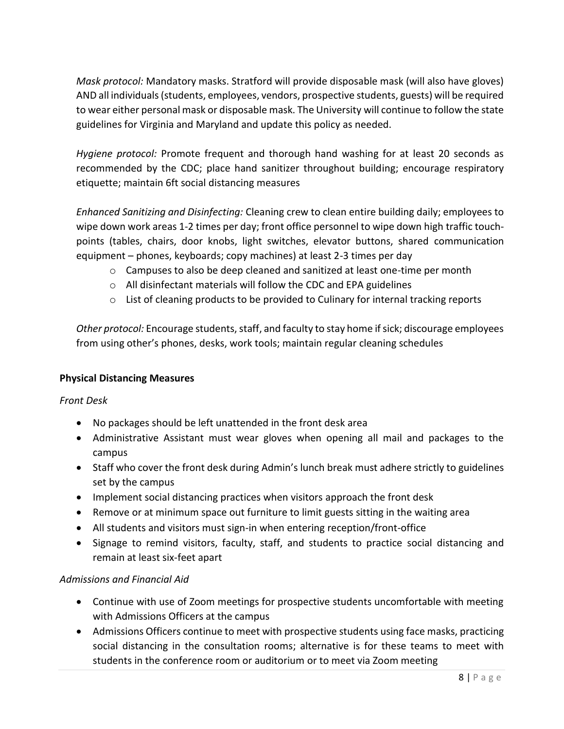*Mask protocol:* Mandatory masks. Stratford will provide disposable mask (will also have gloves) AND all individuals (students, employees, vendors, prospective students, guests) will be required to wear either personal mask or disposable mask. The University will continue to follow the state guidelines for Virginia and Maryland and update this policy as needed.

*Hygiene protocol:* Promote frequent and thorough hand washing for at least 20 seconds as recommended by the CDC; place hand sanitizer throughout building; encourage respiratory etiquette; maintain 6ft social distancing measures

*Enhanced Sanitizing and Disinfecting:* Cleaning crew to clean entire building daily; employees to wipe down work areas 1-2 times per day; front office personnel to wipe down high traffic touch-points (tables, chairs, door knobs, light switches, elevator buttons, shared communication equipment – phones, keyboards; copy machines) at least 2-3 times per day

- Campuses to also be deep cleaned and sanitized at least one-time per month
- All disinfectant materials will follow the CDC and EPA guidelines
- List of cleaning products to be provided to Culinary for internal tracking reports

*Other protocol:* Encourage students, staff, and faculty to stay home if sick; discourage employees from using other's phones, desks, work tools; maintain regular cleaning schedules

**Physical Distancing Measures**

*Front Desk*

- No packages should be left unattended in the front desk area
- Administrative Assistant must wear gloves when opening all mail and packages to the campus
- Staff who cover the front desk during Admin's lunch break must adhere strictly to guidelines set by the campus
- Implement social distancing practices when visitors approach the front desk
- Remove or at minimum space out furniture to limit guests sitting in the waiting area
- All students and visitors must sign-in when entering reception/front-office
- Signage to remind visitors, faculty, staff, and students to practice social distancing and remain at least six-feet apart

*Admissions and Financial Aid*

- Continue with use of Zoom meetings for prospective students uncomfortable with meeting with Admissions Officers at the campus
- Admissions Officers continue to meet with prospective students using face masks, practicing social distancing in the consultation rooms; alternative is for these teams to meet with students in the conference room or auditorium or to meet via Zoom meeting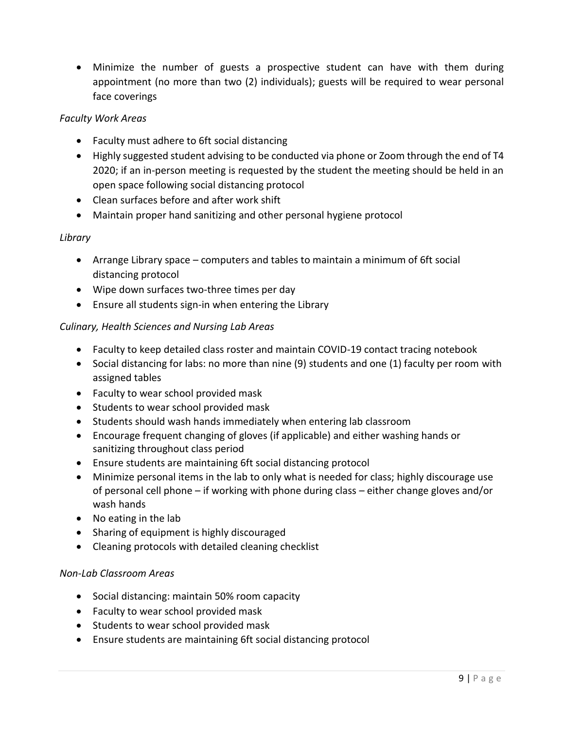- Minimize the number of guests a prospective student can have with them during appointment (no more than two (2) individuals); guests will be required to wear personal face coverings

*Faculty Work Areas*

- Faculty must adhere to 6ft social distancing
- Highly suggested student advising to be conducted via phone or Zoom through the end of T4 2020; if an in-person meeting is requested by the student the meeting should be held in an open space following social distancing protocol
- Clean surfaces before and after work shift
- Maintain proper hand sanitizing and other personal hygiene protocol

*Library*

- Arrange Library space – computers and tables to maintain a minimum of 6ft social distancing protocol
- Wipe down surfaces two-three times per day
- Ensure all students sign-in when entering the Library

*Culinary, Health Sciences and Nursing Lab Areas*

- Faculty to keep detailed class roster and maintain COVID-19 contact tracing notebook
- Social distancing for labs: no more than nine (9) students and one (1) faculty per room with assigned tables
- Faculty to wear school provided mask
- Students to wear school provided mask
- Students should wash hands immediately when entering lab classroom
- Encourage frequent changing of gloves (if applicable) and either washing hands or sanitizing throughout class period
- Ensure students are maintaining 6ft social distancing protocol
- Minimize personal items in the lab to only what is needed for class; highly discourage use of personal cell phone – if working with phone during class – either change gloves and/or wash hands
- No eating in the lab
- Sharing of equipment is highly discouraged
- Cleaning protocols with detailed cleaning checklist

*Non-Lab Classroom Areas*

- Social distancing: maintain 50% room capacity
- Faculty to wear school provided mask
- Students to wear school provided mask
- Ensure students are maintaining 6ft social distancing protocol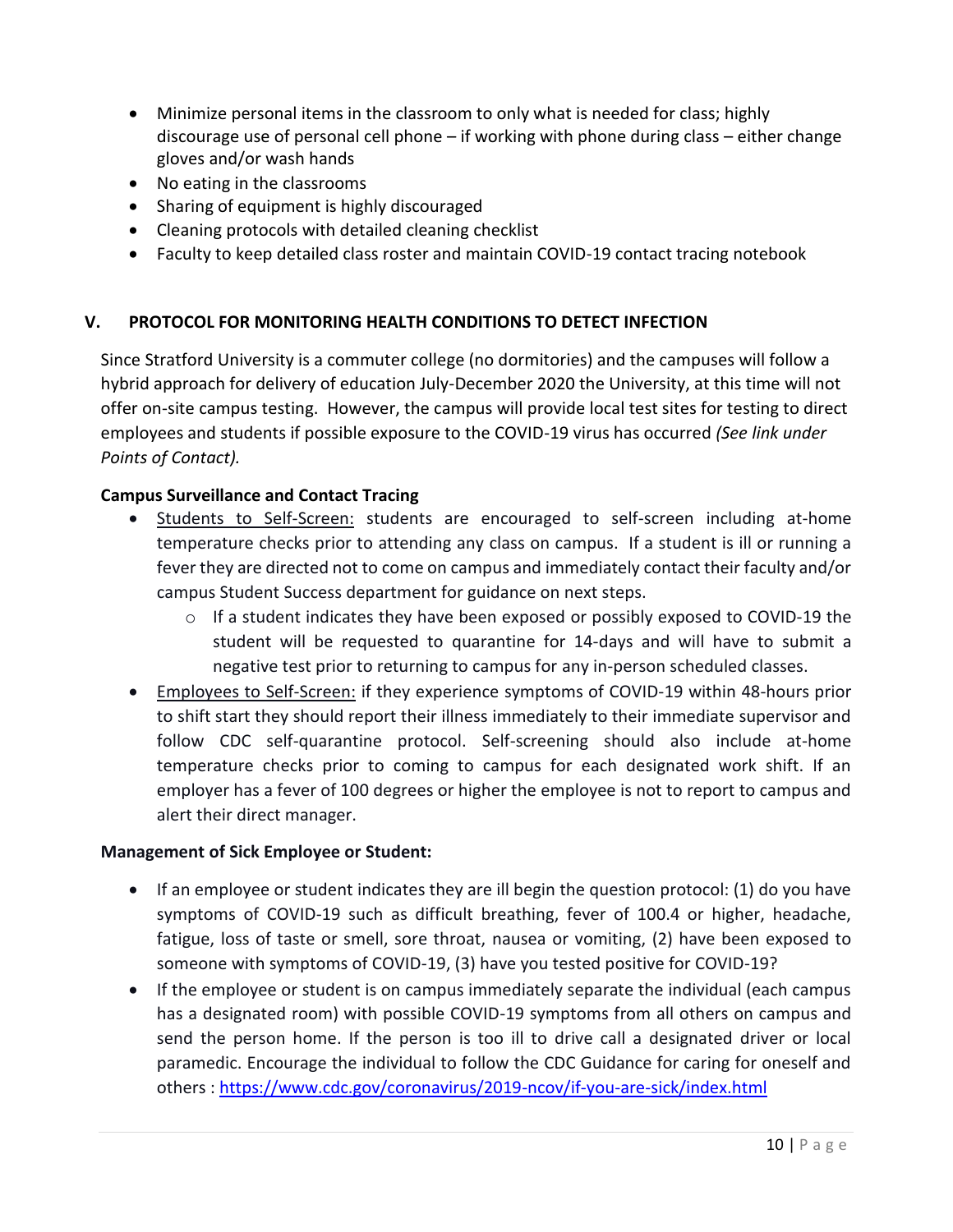- Minimize personal items in the classroom to only what is needed for class; highly discourage use of personal cell phone – if working with phone during class – either change gloves and/or wash hands
- No eating in the classrooms
- Sharing of equipment is highly discouraged
- Cleaning protocols with detailed cleaning checklist
- Faculty to keep detailed class roster and maintain COVID-19 contact tracing notebook

## V. PROTOCOL FOR MONITORING HEALTH CONDITIONS TO DETECT INFECTION

Since Stratford University is a commuter college (no dormitories) and the campuses will follow a hybrid approach for delivery of education July-December 2020 the University, at this time will not offer on-site campus testing. However, the campus will provide local test sites for testing to direct employees and students if possible exposure to the COVID-19 virus has occurred *(See link under Points of Contact).*

**Campus Surveillance and Contact Tracing**

- Students to Self-Screen: students are encouraged to self-screen including at-home temperature checks prior to attending any class on campus. If a student is ill or running a fever they are directed not to come on campus and immediately contact their faculty and/or campus Student Success department for guidance on next steps.
    - If a student indicates they have been exposed or possibly exposed to COVID-19 the student will be requested to quarantine for 14-days and will have to submit a negative test prior to returning to campus for any in-person scheduled classes.
- Employees to Self-Screen: if they experience symptoms of COVID-19 within 48-hours prior to shift start they should report their illness immediately to their immediate supervisor and follow CDC self-quarantine protocol. Self-screening should also include at-home temperature checks prior to coming to campus for each designated work shift. If an employer has a fever of 100 degrees or higher the employee is not to report to campus and alert their direct manager.

**Management of Sick Employee or Student:**

- If an employee or student indicates they are ill begin the question protocol: (1) do you have symptoms of COVID-19 such as difficult breathing, fever of 100.4 or higher, headache, fatigue, loss of taste or smell, sore throat, nausea or vomiting, (2) have been exposed to someone with symptoms of COVID-19, (3) have you tested positive for COVID-19?
- If the employee or student is on campus immediately separate the individual (each campus has a designated room) with possible COVID-19 symptoms from all others on campus and send the person home. If the person is too ill to drive call a designated driver or local paramedic. Encourage the individual to follow the CDC Guidance for caring for oneself and others : https://www.cdc.gov/coronavirus/2019-ncov/if-you-are-sick/index.html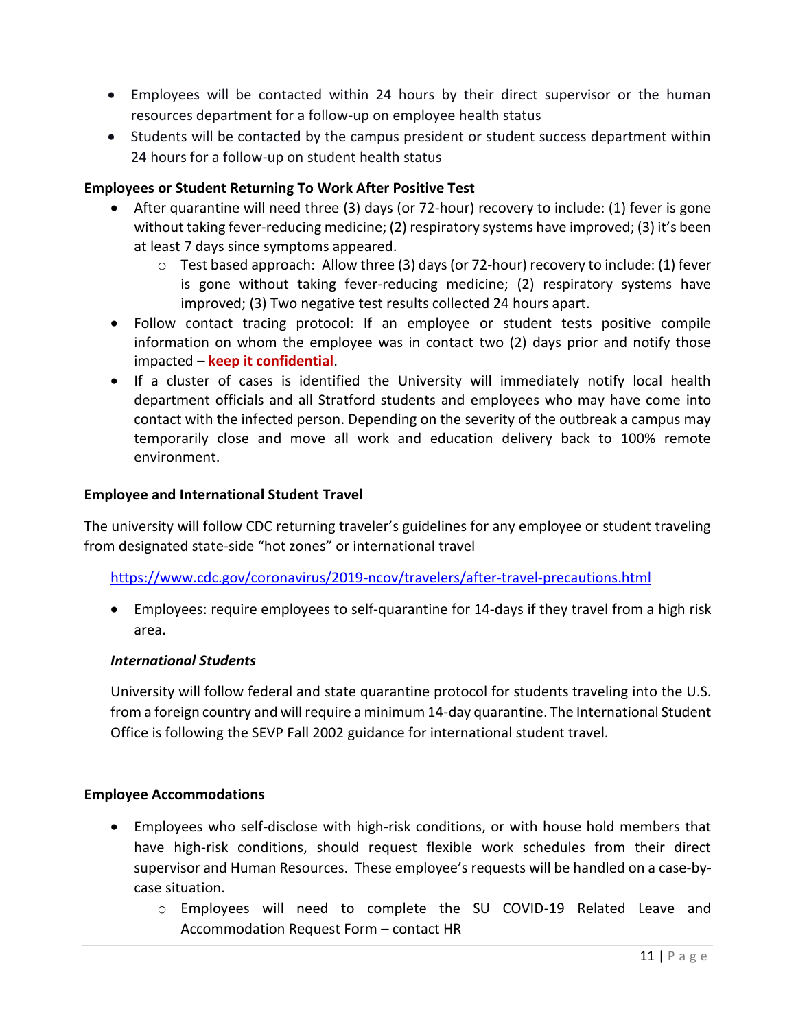- Employees will be contacted within 24 hours by their direct supervisor or the human resources department for a follow-up on employee health status
- Students will be contacted by the campus president or student success department within 24 hours for a follow-up on student health status

**Employees or Student Returning To Work After Positive Test**

- After quarantine will need three (3) days (or 72-hour) recovery to include: (1) fever is gone without taking fever-reducing medicine; (2) respiratory systems have improved; (3) it's been at least 7 days since symptoms appeared.
  - Test based approach: Allow three (3) days (or 72-hour) recovery to include: (1) fever is gone without taking fever-reducing medicine; (2) respiratory systems have improved; (3) Two negative test results collected 24 hours apart.
- Follow contact tracing protocol: If an employee or student tests positive compile information on whom the employee was in contact two (2) days prior and notify those impacted – **keep it confidential**.
- If a cluster of cases is identified the University will immediately notify local health department officials and all Stratford students and employees who may have come into contact with the infected person. Depending on the severity of the outbreak a campus may temporarily close and move all work and education delivery back to 100% remote environment.

**Employee and International Student Travel**

The university will follow CDC returning traveler's guidelines for any employee or student traveling from designated state-side "hot zones" or international travel

https://www.cdc.gov/coronavirus/2019-ncov/travelers/after-travel-precautions.html

- Employees: require employees to self-quarantine for 14-days if they travel from a high risk area.

***International Students***

University will follow federal and state quarantine protocol for students traveling into the U.S. from a foreign country and will require a minimum 14-day quarantine. The International Student Office is following the SEVP Fall 2002 guidance for international student travel.

**Employee Accommodations**

- Employees who self-disclose with high-risk conditions, or with house hold members that have high-risk conditions, should request flexible work schedules from their direct supervisor and Human Resources. These employee's requests will be handled on a case-by-case situation.
  - Employees will need to complete the SU COVID-19 Related Leave and Accommodation Request Form – contact HR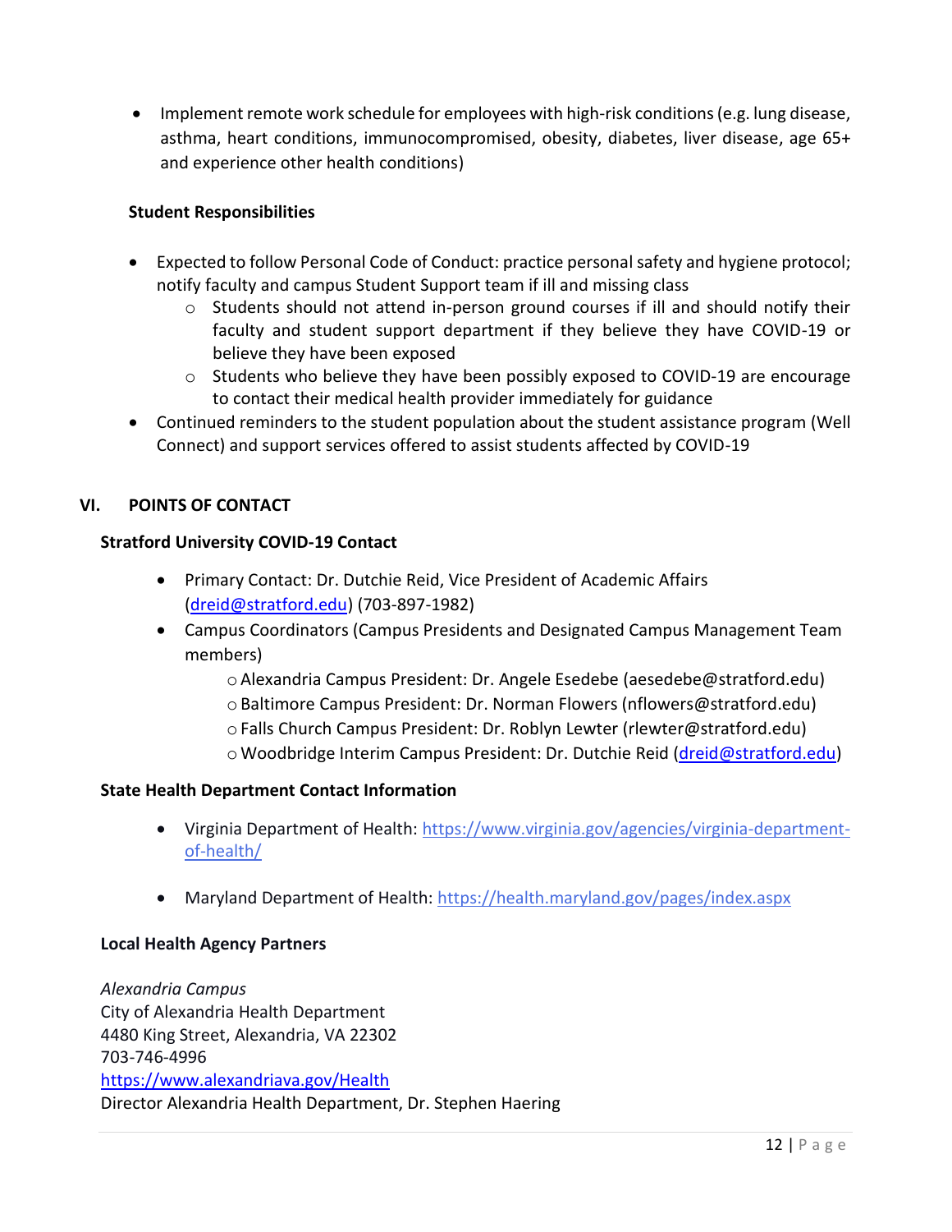- Implement remote work schedule for employees with high-risk conditions (e.g. lung disease, asthma, heart conditions, immunocompromised, obesity, diabetes, liver disease, age 65+ and experience other health conditions)

**Student Responsibilities**

- Expected to follow Personal Code of Conduct: practice personal safety and hygiene protocol; notify faculty and campus Student Support team if ill and missing class
    - Students should not attend in-person ground courses if ill and should notify their faculty and student support department if they believe they have COVID-19 or believe they have been exposed
    - Students who believe they have been possibly exposed to COVID-19 are encourage to contact their medical health provider immediately for guidance
- Continued reminders to the student population about the student assistance program (Well Connect) and support services offered to assist students affected by COVID-19

## VI. POINTS OF CONTACT

**Stratford University COVID-19 Contact**

- Primary Contact: Dr. Dutchie Reid, Vice President of Academic Affairs (dreid@stratford.edu) (703-897-1982)
- Campus Coordinators (Campus Presidents and Designated Campus Management Team members)
    - Alexandria Campus President: Dr. Angele Esedebe (aesedebe@stratford.edu)
    - Baltimore Campus President: Dr. Norman Flowers (nflowers@stratford.edu)
    - Falls Church Campus President: Dr. Roblyn Lewter (rlewter@stratford.edu)
    - Woodbridge Interim Campus President: Dr. Dutchie Reid (dreid@stratford.edu)

**State Health Department Contact Information**

- Virginia Department of Health: https://www.virginia.gov/agencies/virginia-department-of-health/
- Maryland Department of Health: https://health.maryland.gov/pages/index.aspx

**Local Health Agency Partners**

*Alexandria Campus*
City of Alexandria Health Department
4480 King Street, Alexandria, VA 22302
703-746-4996
https://www.alexandriava.gov/Health
Director Alexandria Health Department, Dr. Stephen Haering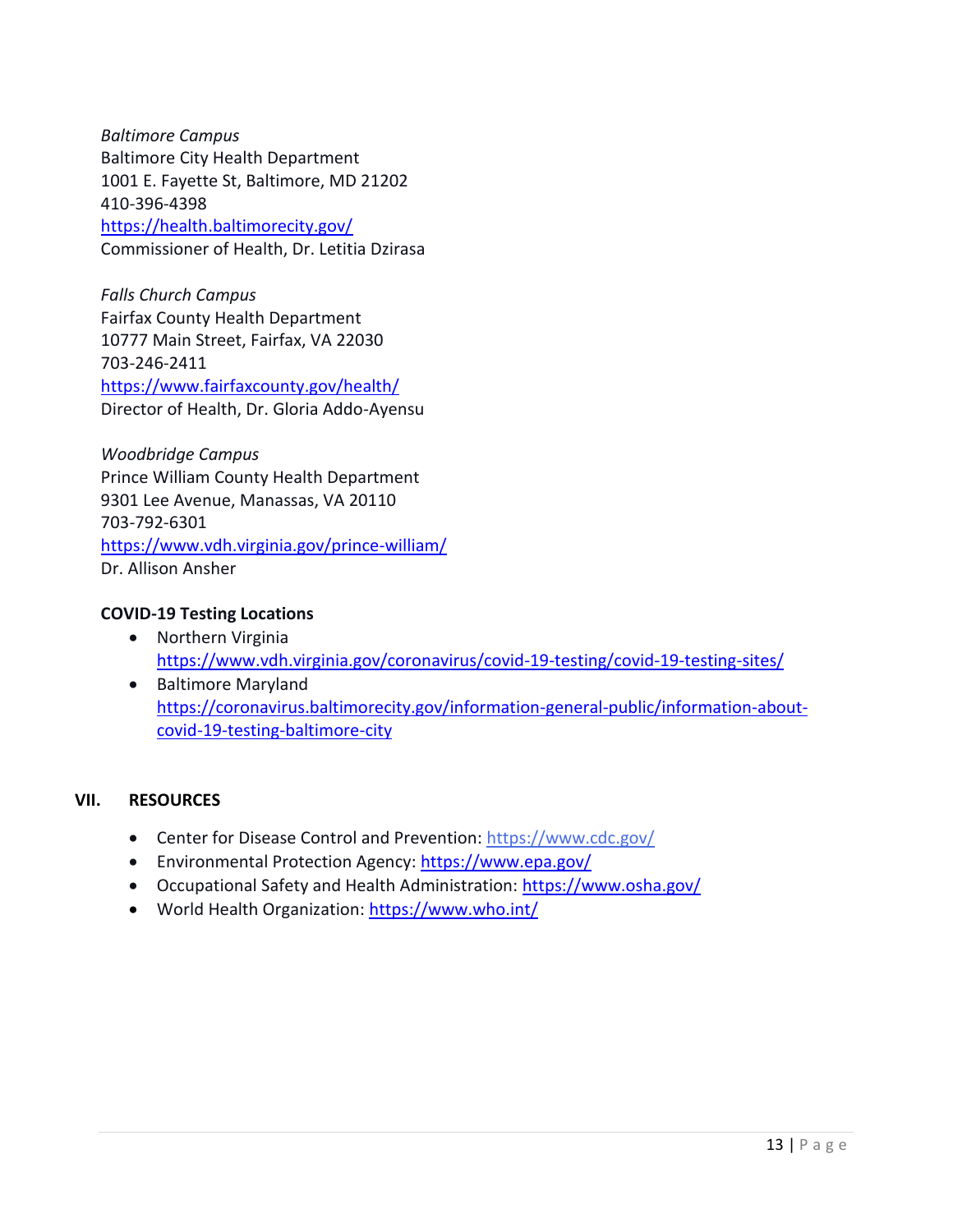*Baltimore Campus*
Baltimore City Health Department
1001 E. Fayette St, Baltimore, MD 21202
410-396-4398
https://health.baltimorecity.gov/
Commissioner of Health, Dr. Letitia Dzirasa

*Falls Church Campus*
Fairfax County Health Department
10777 Main Street, Fairfax, VA 22030
703-246-2411
https://www.fairfaxcounty.gov/health/
Director of Health, Dr. Gloria Addo-Ayensu

*Woodbridge Campus*
Prince William County Health Department
9301 Lee Avenue, Manassas, VA 20110
703-792-6301
https://www.vdh.virginia.gov/prince-william/
Dr. Allison Ansher

**COVID-19 Testing Locations**

- Northern Virginia
  https://www.vdh.virginia.gov/coronavirus/covid-19-testing/covid-19-testing-sites/
- Baltimore Maryland
  https://coronavirus.baltimorecity.gov/information-general-public/information-about-covid-19-testing-baltimore-city

## VII. RESOURCES

- Center for Disease Control and Prevention: https://www.cdc.gov/
- Environmental Protection Agency: https://www.epa.gov/
- Occupational Safety and Health Administration: https://www.osha.gov/
- World Health Organization: https://www.who.int/